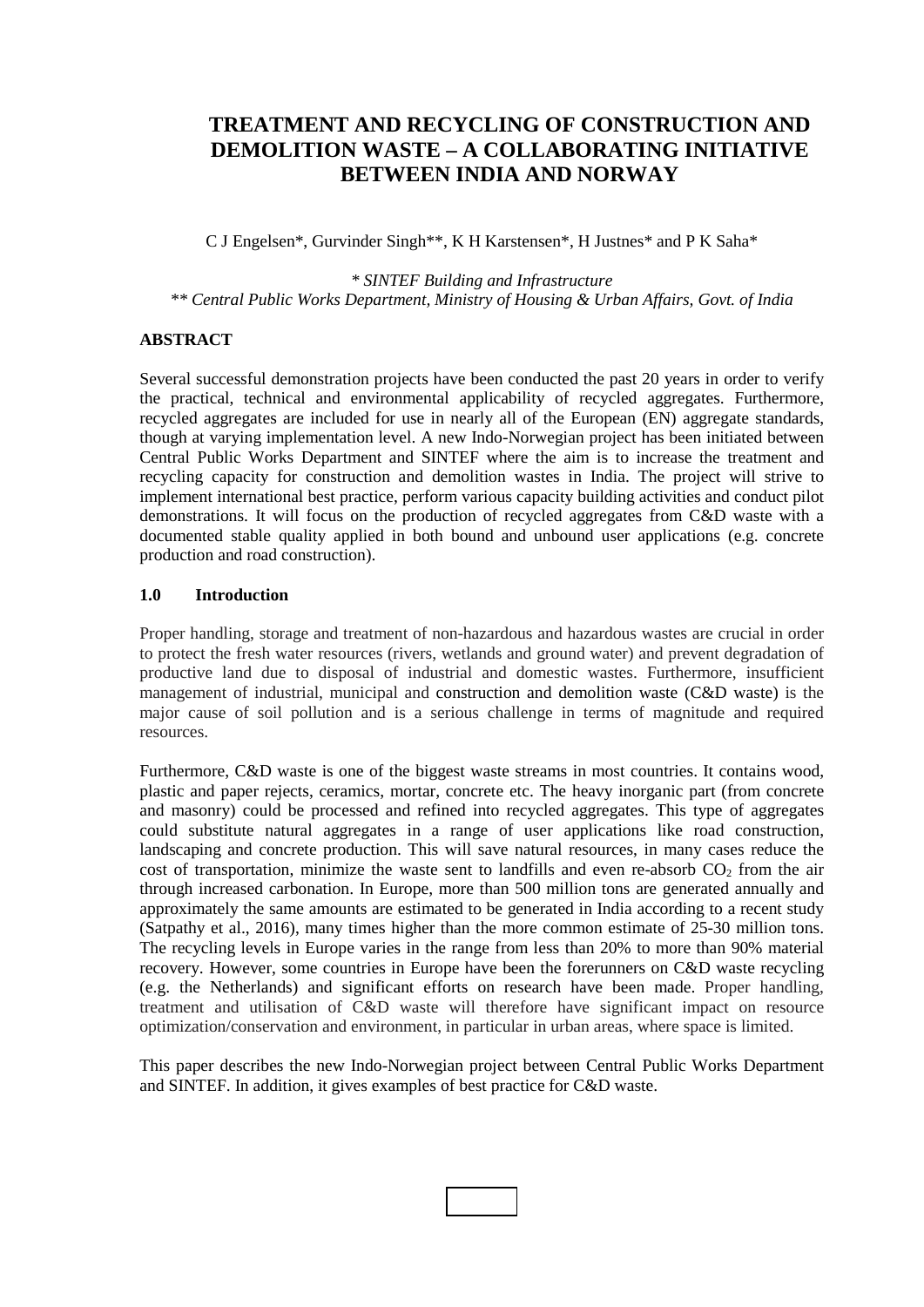# TREATMENT AND RECYCLING OF CONSTRUCTION AND DEMOLITION WASTE – A COLLABORATING INITIATIVE BETWEEN INDIA AND NORWAY

C J Engelsen*, Gurvinder Singh**, K H Karstensen*, H Justnes* and P K Saha*

\* *SINTEF Building and Infrastructure*
\*\* *Central Public Works Department, Ministry of Housing & Urban Affairs, Govt. of India*

## ABSTRACT

Several successful demonstration projects have been conducted the past 20 years in order to verify the practical, technical and environmental applicability of recycled aggregates. Furthermore, recycled aggregates are included for use in nearly all of the European (EN) aggregate standards, though at varying implementation level. A new Indo-Norwegian project has been initiated between Central Public Works Department and SINTEF where the aim is to increase the treatment and recycling capacity for construction and demolition wastes in India. The project will strive to implement international best practice, perform various capacity building activities and conduct pilot demonstrations. It will focus on the production of recycled aggregates from C&D waste with a documented stable quality applied in both bound and unbound user applications (e.g. concrete production and road construction).

## 1.0 Introduction

Proper handling, storage and treatment of non-hazardous and hazardous wastes are crucial in order to protect the fresh water resources (rivers, wetlands and ground water) and prevent degradation of productive land due to disposal of industrial and domestic wastes. Furthermore, insufficient management of industrial, municipal and construction and demolition waste (C&D waste) is the major cause of soil pollution and is a serious challenge in terms of magnitude and required resources.

Furthermore, C&D waste is one of the biggest waste streams in most countries. It contains wood, plastic and paper rejects, ceramics, mortar, concrete etc. The heavy inorganic part (from concrete and masonry) could be processed and refined into recycled aggregates. This type of aggregates could substitute natural aggregates in a range of user applications like road construction, landscaping and concrete production. This will save natural resources, in many cases reduce the cost of transportation, minimize the waste sent to landfills and even re-absorb $CO_2$ from the air through increased carbonation. In Europe, more than 500 million tons are generated annually and approximately the same amounts are estimated to be generated in India according to a recent study (Satpathy et al., 2016), many times higher than the more common estimate of 25-30 million tons. The recycling levels in Europe varies in the range from less than 20% to more than 90% material recovery. However, some countries in Europe have been the forerunners on C&D waste recycling (e.g. the Netherlands) and significant efforts on research have been made. Proper handling, treatment and utilisation of C&D waste will therefore have significant impact on resource optimization/conservation and environment, in particular in urban areas, where space is limited.

This paper describes the new Indo-Norwegian project between Central Public Works Department and SINTEF. In addition, it gives examples of best practice for C&D waste.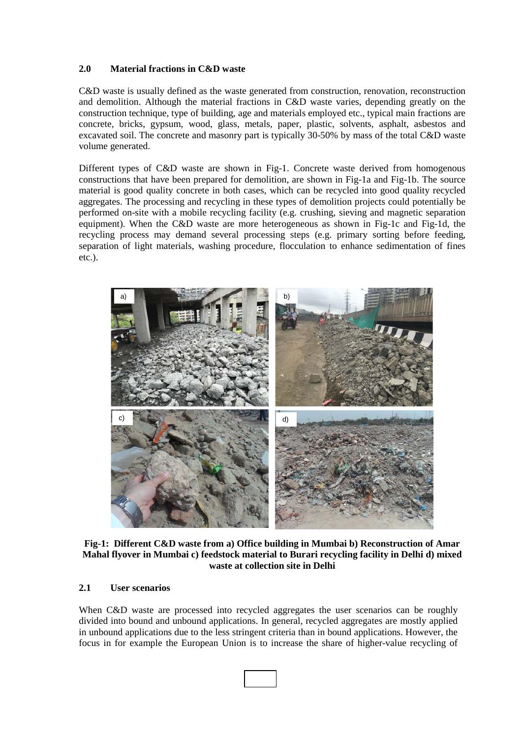## 2.0 Material fractions in C&D waste

C&D waste is usually defined as the waste generated from construction, renovation, reconstruction and demolition. Although the material fractions in C&D waste varies, depending greatly on the construction technique, type of building, age and materials employed etc., typical main fractions are concrete, bricks, gypsum, wood, glass, metals, paper, plastic, solvents, asphalt, asbestos and excavated soil. The concrete and masonry part is typically 30-50% by mass of the total C&D waste volume generated.

Different types of C&D waste are shown in Fig-1. Concrete waste derived from homogenous constructions that have been prepared for demolition, are shown in Fig-1a and Fig-1b. The source material is good quality concrete in both cases, which can be recycled into good quality recycled aggregates. The processing and recycling in these types of demolition projects could potentially be performed on-site with a mobile recycling facility (e.g. crushing, sieving and magnetic separation equipment). When the C&D waste are more heterogeneous as shown in Fig-1c and Fig-1d, the recycling process may demand several processing steps (e.g. primary sorting before feeding, separation of light materials, washing procedure, flocculation to enhance sedimentation of fines etc.).

**Fig-1: Different C&D waste from a) Office building in Mumbai b) Reconstruction of Amar Mahal flyover in Mumbai c) feedstock material to Burari recycling facility in Delhi d) mixed waste at collection site in Delhi**

### 2.1 User scenarios

When C&D waste are processed into recycled aggregates the user scenarios can be roughly divided into bound and unbound applications. In general, recycled aggregates are mostly applied in unbound applications due to the less stringent criteria than in bound applications. However, the focus in for example the European Union is to increase the share of higher-value recycling of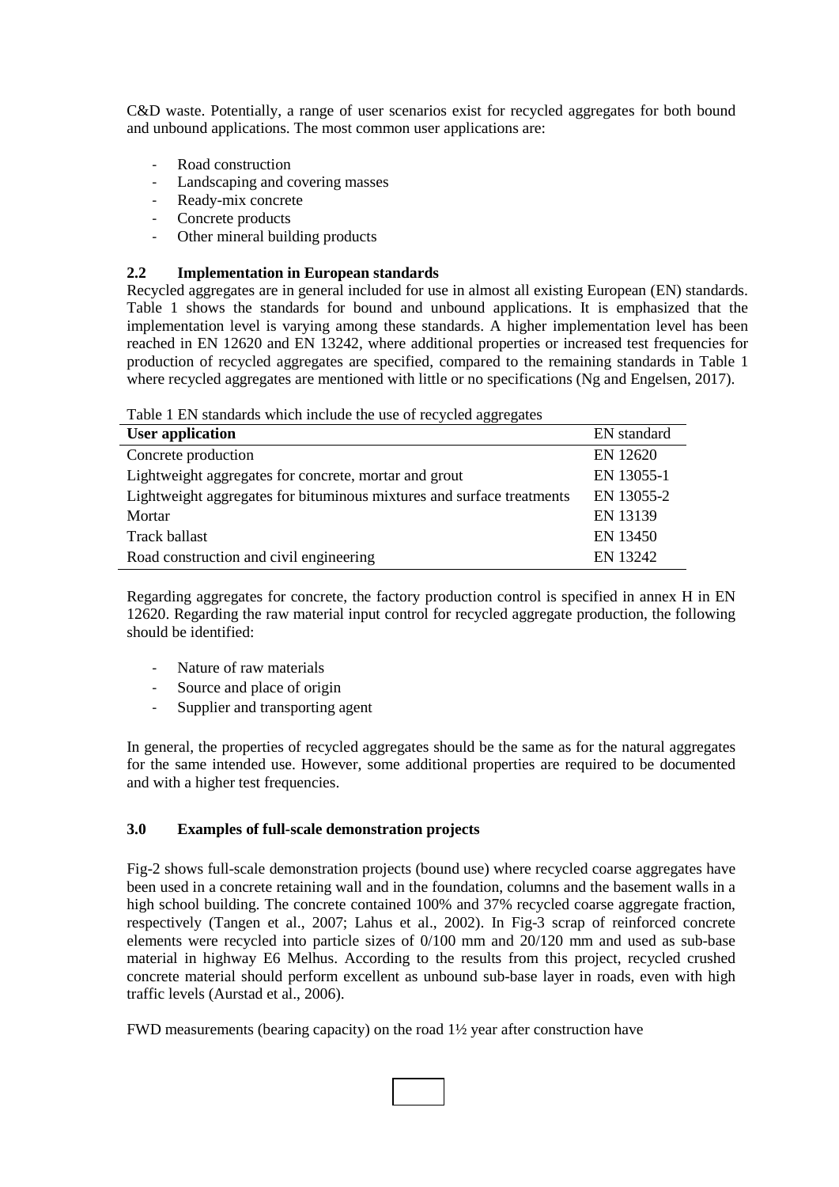C&D waste. Potentially, a range of user scenarios exist for recycled aggregates for both bound and unbound applications. The most common user applications are:

- Road construction
- Landscaping and covering masses
- Ready-mix concrete
- Concrete products
- Other mineral building products

### 2.2 Implementation in European standards

Recycled aggregates are in general included for use in almost all existing European (EN) standards. Table 1 shows the standards for bound and unbound applications. It is emphasized that the implementation level is varying among these standards. A higher implementation level has been reached in EN 12620 and EN 13242, where additional properties or increased test frequencies for production of recycled aggregates are specified, compared to the remaining standards in Table 1 where recycled aggregates are mentioned with little or no specifications (Ng and Engelsen, 2017).

Table 1 EN standards which include the use of recycled aggregates

| **User application** | EN standard |
| --- | --- |
| Concrete production | EN 12620 |
| Lightweight aggregates for concrete, mortar and grout | EN 13055-1 |
| Lightweight aggregates for bituminous mixtures and surface treatments | EN 13055-2 |
| Mortar | EN 13139 |
| Track ballast | EN 13450 |
| Road construction and civil engineering | EN 13242 |

Regarding aggregates for concrete, the factory production control is specified in annex H in EN 12620. Regarding the raw material input control for recycled aggregate production, the following should be identified:

- Nature of raw materials
- Source and place of origin
- Supplier and transporting agent

In general, the properties of recycled aggregates should be the same as for the natural aggregates for the same intended use. However, some additional properties are required to be documented and with a higher test frequencies.

## 3.0 Examples of full-scale demonstration projects

Fig-2 shows full-scale demonstration projects (bound use) where recycled coarse aggregates have been used in a concrete retaining wall and in the foundation, columns and the basement walls in a high school building. The concrete contained 100% and 37% recycled coarse aggregate fraction, respectively (Tangen et al., 2007; Lahus et al., 2002). In Fig-3 scrap of reinforced concrete elements were recycled into particle sizes of 0/100 mm and 20/120 mm and used as sub-base material in highway E6 Melhus. According to the results from this project, recycled crushed concrete material should perform excellent as unbound sub-base layer in roads, even with high traffic levels (Aurstad et al., 2006).

FWD measurements (bearing capacity) on the road 1½ year after construction have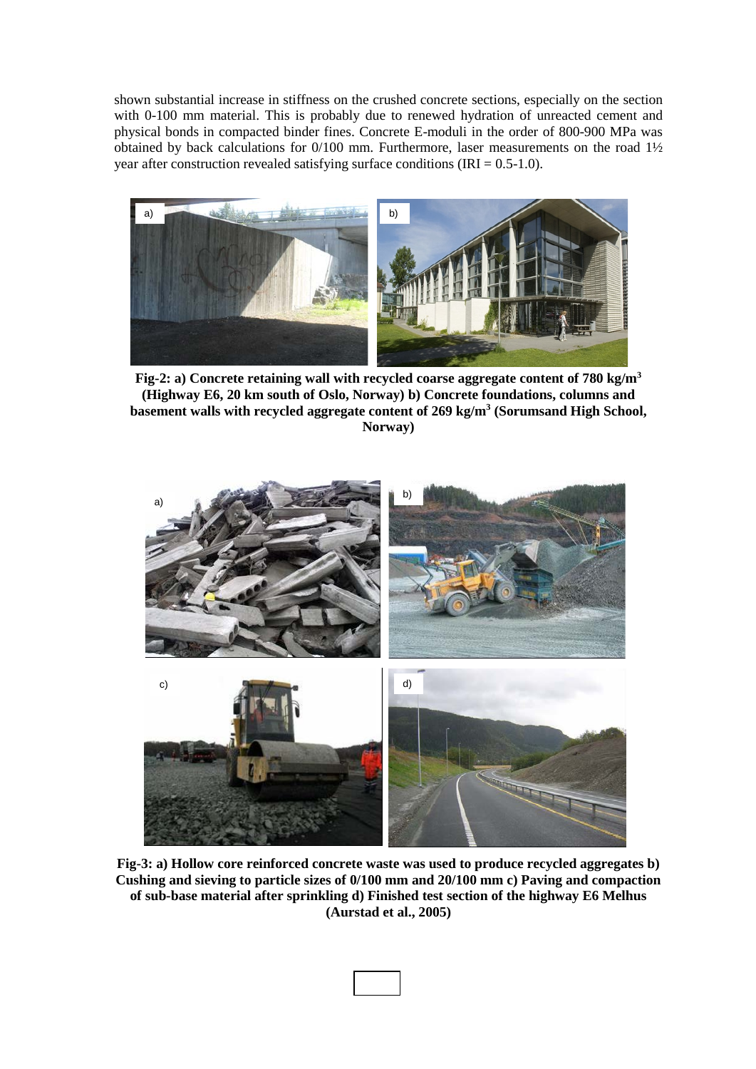shown substantial increase in stiffness on the crushed concrete sections, especially on the section with 0-100 mm material. This is probably due to renewed hydration of unreacted cement and physical bonds in compacted binder fines. Concrete E-moduli in the order of 800-900 MPa was obtained by back calculations for 0/100 mm. Furthermore, laser measurements on the road 1½ year after construction revealed satisfying surface conditions (IRI = 0.5-1.0).

**Fig-2: a) Concrete retaining wall with recycled coarse aggregate content of 780 kg/m$^3$ (Highway E6, 20 km south of Oslo, Norway) b) Concrete foundations, columns and basement walls with recycled aggregate content of 269 kg/m$^3$ (Sorumsand High School, Norway)**

**Fig-3: a) Hollow core reinforced concrete waste was used to produce recycled aggregates b) Cushing and sieving to particle sizes of 0/100 mm and 20/100 mm c) Paving and compaction of sub-base material after sprinkling d) Finished test section of the highway E6 Melhus (Aurstad et al., 2005)**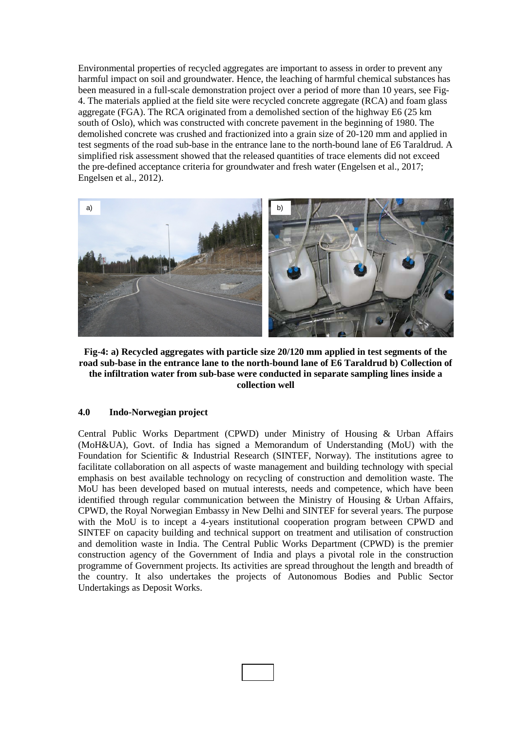Environmental properties of recycled aggregates are important to assess in order to prevent any harmful impact on soil and groundwater. Hence, the leaching of harmful chemical substances has been measured in a full-scale demonstration project over a period of more than 10 years, see Fig-4. The materials applied at the field site were recycled concrete aggregate (RCA) and foam glass aggregate (FGA). The RCA originated from a demolished section of the highway E6 (25 km south of Oslo), which was constructed with concrete pavement in the beginning of 1980. The demolished concrete was crushed and fractionized into a grain size of 20-120 mm and applied in test segments of the road sub-base in the entrance lane to the north-bound lane of E6 Taraldrud. A simplified risk assessment showed that the released quantities of trace elements did not exceed the pre-defined acceptance criteria for groundwater and fresh water (Engelsen et al., 2017; Engelsen et al., 2012).

**Fig-4: a) Recycled aggregates with particle size 20/120 mm applied in test segments of the road sub-base in the entrance lane to the north-bound lane of E6 Taraldrud b) Collection of the infiltration water from sub-base were conducted in separate sampling lines inside a collection well**

## 4.0 Indo-Norwegian project

Central Public Works Department (CPWD) under Ministry of Housing & Urban Affairs (MoH&UA), Govt. of India has signed a Memorandum of Understanding (MoU) with the Foundation for Scientific & Industrial Research (SINTEF, Norway). The institutions agree to facilitate collaboration on all aspects of waste management and building technology with special emphasis on best available technology on recycling of construction and demolition waste. The MoU has been developed based on mutual interests, needs and competence, which have been identified through regular communication between the Ministry of Housing & Urban Affairs, CPWD, the Royal Norwegian Embassy in New Delhi and SINTEF for several years. The purpose with the MoU is to incept a 4-years institutional cooperation program between CPWD and SINTEF on capacity building and technical support on treatment and utilisation of construction and demolition waste in India. The Central Public Works Department (CPWD) is the premier construction agency of the Government of India and plays a pivotal role in the construction programme of Government projects. Its activities are spread throughout the length and breadth of the country. It also undertakes the projects of Autonomous Bodies and Public Sector Undertakings as Deposit Works.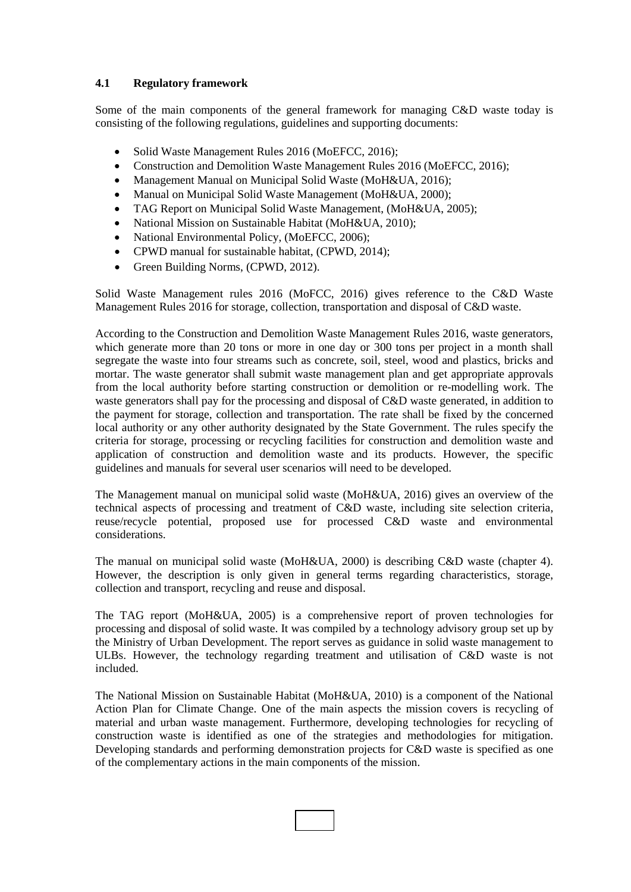### 4.1 Regulatory framework

Some of the main components of the general framework for managing C&D waste today is consisting of the following regulations, guidelines and supporting documents:

- Solid Waste Management Rules 2016 (MoEFCC, 2016);
- Construction and Demolition Waste Management Rules 2016 (MoEFCC, 2016);
- Management Manual on Municipal Solid Waste (MoH&UA, 2016);
- Manual on Municipal Solid Waste Management (MoH&UA, 2000);
- TAG Report on Municipal Solid Waste Management, (MoH&UA, 2005);
- National Mission on Sustainable Habitat (MoH&UA, 2010);
- National Environmental Policy, (MoEFCC, 2006);
- CPWD manual for sustainable habitat, (CPWD, 2014);
- Green Building Norms, (CPWD, 2012).

Solid Waste Management rules 2016 (MoFCC, 2016) gives reference to the C&D Waste Management Rules 2016 for storage, collection, transportation and disposal of C&D waste.

According to the Construction and Demolition Waste Management Rules 2016, waste generators, which generate more than 20 tons or more in one day or 300 tons per project in a month shall segregate the waste into four streams such as concrete, soil, steel, wood and plastics, bricks and mortar. The waste generator shall submit waste management plan and get appropriate approvals from the local authority before starting construction or demolition or re-modelling work. The waste generators shall pay for the processing and disposal of C&D waste generated, in addition to the payment for storage, collection and transportation. The rate shall be fixed by the concerned local authority or any other authority designated by the State Government. The rules specify the criteria for storage, processing or recycling facilities for construction and demolition waste and application of construction and demolition waste and its products. However, the specific guidelines and manuals for several user scenarios will need to be developed.

The Management manual on municipal solid waste (MoH&UA, 2016) gives an overview of the technical aspects of processing and treatment of C&D waste, including site selection criteria, reuse/recycle potential, proposed use for processed C&D waste and environmental considerations.

The manual on municipal solid waste (MoH&UA, 2000) is describing C&D waste (chapter 4). However, the description is only given in general terms regarding characteristics, storage, collection and transport, recycling and reuse and disposal.

The TAG report (MoH&UA, 2005) is a comprehensive report of proven technologies for processing and disposal of solid waste. It was compiled by a technology advisory group set up by the Ministry of Urban Development. The report serves as guidance in solid waste management to ULBs. However, the technology regarding treatment and utilisation of C&D waste is not included.

The National Mission on Sustainable Habitat (MoH&UA, 2010) is a component of the National Action Plan for Climate Change. One of the main aspects the mission covers is recycling of material and urban waste management. Furthermore, developing technologies for recycling of construction waste is identified as one of the strategies and methodologies for mitigation. Developing standards and performing demonstration projects for C&D waste is specified as one of the complementary actions in the main components of the mission.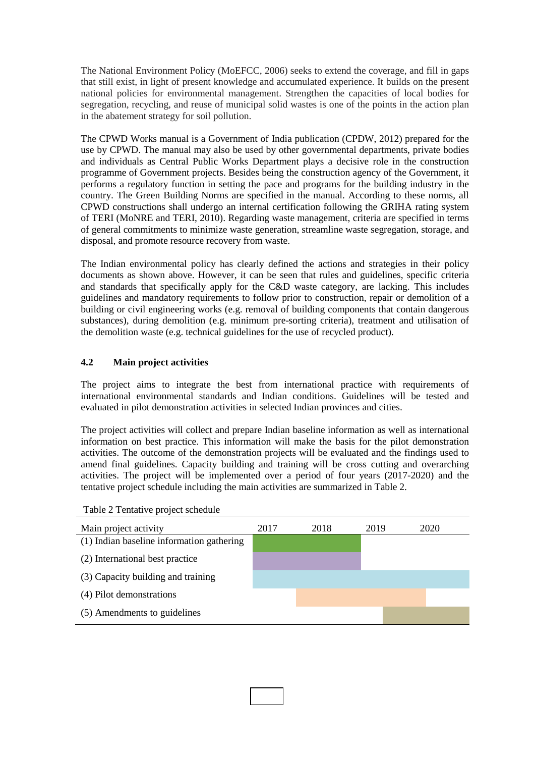The National Environment Policy (MoEFCC, 2006) seeks to extend the coverage, and fill in gaps that still exist, in light of present knowledge and accumulated experience. It builds on the present national policies for environmental management. Strengthen the capacities of local bodies for segregation, recycling, and reuse of municipal solid wastes is one of the points in the action plan in the abatement strategy for soil pollution.

The CPWD Works manual is a Government of India publication (CPDW, 2012) prepared for the use by CPWD. The manual may also be used by other governmental departments, private bodies and individuals as Central Public Works Department plays a decisive role in the construction programme of Government projects. Besides being the construction agency of the Government, it performs a regulatory function in setting the pace and programs for the building industry in the country. The Green Building Norms are specified in the manual. According to these norms, all CPWD constructions shall undergo an internal certification following the GRIHA rating system of TERI (MoNRE and TERI, 2010). Regarding waste management, criteria are specified in terms of general commitments to minimize waste generation, streamline waste segregation, storage, and disposal, and promote resource recovery from waste.

The Indian environmental policy has clearly defined the actions and strategies in their policy documents as shown above. However, it can be seen that rules and guidelines, specific criteria and standards that specifically apply for the C&D waste category, are lacking. This includes guidelines and mandatory requirements to follow prior to construction, repair or demolition of a building or civil engineering works (e.g. removal of building components that contain dangerous substances), during demolition (e.g. minimum pre-sorting criteria), treatment and utilisation of the demolition waste (e.g. technical guidelines for the use of recycled product).

## 4.2 Main project activities

The project aims to integrate the best from international practice with requirements of international environmental standards and Indian conditions. Guidelines will be tested and evaluated in pilot demonstration activities in selected Indian provinces and cities.

The project activities will collect and prepare Indian baseline information as well as international information on best practice. This information will make the basis for the pilot demonstration activities. The outcome of the demonstration projects will be evaluated and the findings used to amend final guidelines. Capacity building and training will be cross cutting and overarching activities. The project will be implemented over a period of four years (2017-2020) and the tentative project schedule including the main activities are summarized in Table 2.

Table 2 Tentative project schedule

| Main project activity | 2017 | 2018 | 2019 | 2020 |
|---|---|---|---|---|
| (1) Indian baseline information gathering | X | X | | |
| (2) International best practice | X | X | | |
| (3) Capacity building and training | X | X | X | X |
| (4) Pilot demonstrations | X (second half) | X | X | X (first months) |
| (5) Amendments to guidelines | | | X (second half) | X |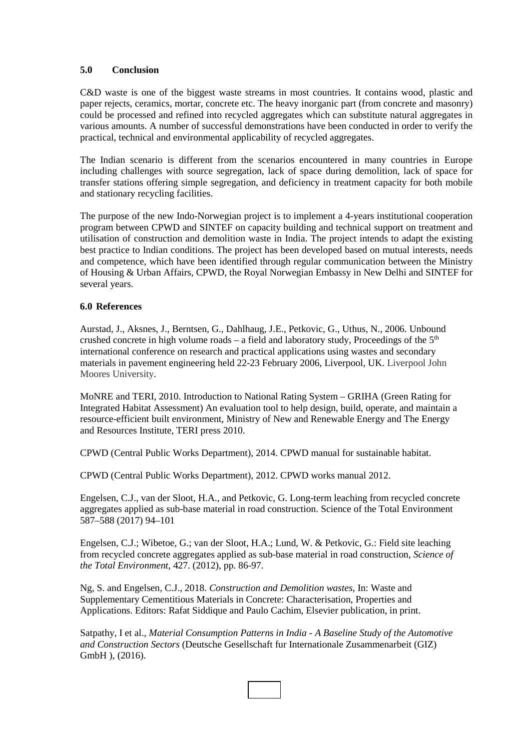## 5.0 Conclusion

C&D waste is one of the biggest waste streams in most countries. It contains wood, plastic and paper rejects, ceramics, mortar, concrete etc. The heavy inorganic part (from concrete and masonry) could be processed and refined into recycled aggregates which can substitute natural aggregates in various amounts. A number of successful demonstrations have been conducted in order to verify the practical, technical and environmental applicability of recycled aggregates.

The Indian scenario is different from the scenarios encountered in many countries in Europe including challenges with source segregation, lack of space during demolition, lack of space for transfer stations offering simple segregation, and deficiency in treatment capacity for both mobile and stationary recycling facilities.

The purpose of the new Indo-Norwegian project is to implement a 4-years institutional cooperation program between CPWD and SINTEF on capacity building and technical support on treatment and utilisation of construction and demolition waste in India. The project intends to adapt the existing best practice to Indian conditions. The project has been developed based on mutual interests, needs and competence, which have been identified through regular communication between the Ministry of Housing & Urban Affairs, CPWD, the Royal Norwegian Embassy in New Delhi and SINTEF for several years.

## 6.0 References

Aurstad, J., Aksnes, J., Berntsen, G., Dahlhaug, J.E., Petkovic, G., Uthus, N., 2006. Unbound crushed concrete in high volume roads – a field and laboratory study, Proceedings of the 5th international conference on research and practical applications using wastes and secondary materials in pavement engineering held 22-23 February 2006, Liverpool, UK. Liverpool John Moores University.

MoNRE and TERI, 2010. Introduction to National Rating System – GRIHA (Green Rating for Integrated Habitat Assessment) An evaluation tool to help design, build, operate, and maintain a resource-efficient built environment, Ministry of New and Renewable Energy and The Energy and Resources Institute, TERI press 2010.

CPWD (Central Public Works Department), 2014. CPWD manual for sustainable habitat.

CPWD (Central Public Works Department), 2012. CPWD works manual 2012.

Engelsen, C.J., van der Sloot, H.A., and Petkovic, G. Long-term leaching from recycled concrete aggregates applied as sub-base material in road construction. Science of the Total Environment 587–588 (2017) 94–101

Engelsen, C.J.; Wibetoe, G.; van der Sloot, H.A.; Lund, W. & Petkovic, G.: Field site leaching from recycled concrete aggregates applied as sub-base material in road construction, *Science of the Total Environment*, 427. (2012), pp. 86-97.

Ng, S. and Engelsen, C.J., 2018. *Construction and Demolition wastes*, In: Waste and Supplementary Cementitious Materials in Concrete: Characterisation, Properties and Applications. Editors: Rafat Siddique and Paulo Cachim, Elsevier publication, in print.

Satpathy, I et al., *Material Consumption Patterns in India - A Baseline Study of the Automotive and Construction Sectors* (Deutsche Gesellschaft fur Internationale Zusammenarbeit (GIZ) GmbH ), (2016).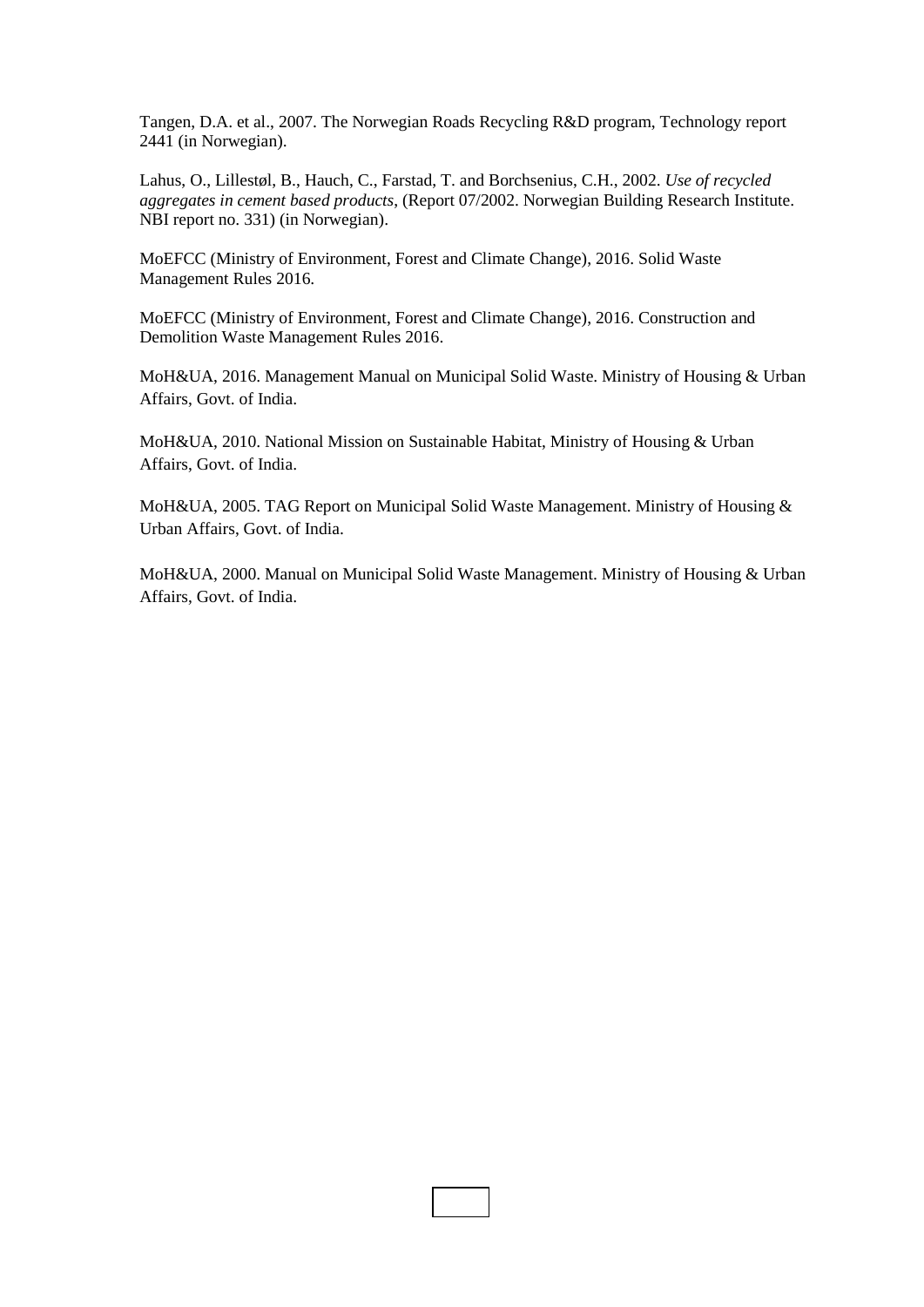Tangen, D.A. et al., 2007. The Norwegian Roads Recycling R&D program, Technology report 2441 (in Norwegian).

Lahus, O., Lillestøl, B., Hauch, C., Farstad, T. and Borchsenius, C.H., 2002. *Use of recycled aggregates in cement based products*, (Report 07/2002. Norwegian Building Research Institute. NBI report no. 331) (in Norwegian).

MoEFCC (Ministry of Environment, Forest and Climate Change), 2016. Solid Waste Management Rules 2016.

MoEFCC (Ministry of Environment, Forest and Climate Change), 2016. Construction and Demolition Waste Management Rules 2016.

MoH&UA, 2016. Management Manual on Municipal Solid Waste. Ministry of Housing & Urban Affairs, Govt. of India.

MoH&UA, 2010. National Mission on Sustainable Habitat, Ministry of Housing & Urban Affairs, Govt. of India.

MoH&UA, 2005. TAG Report on Municipal Solid Waste Management. Ministry of Housing & Urban Affairs, Govt. of India.

MoH&UA, 2000. Manual on Municipal Solid Waste Management. Ministry of Housing & Urban Affairs, Govt. of India.